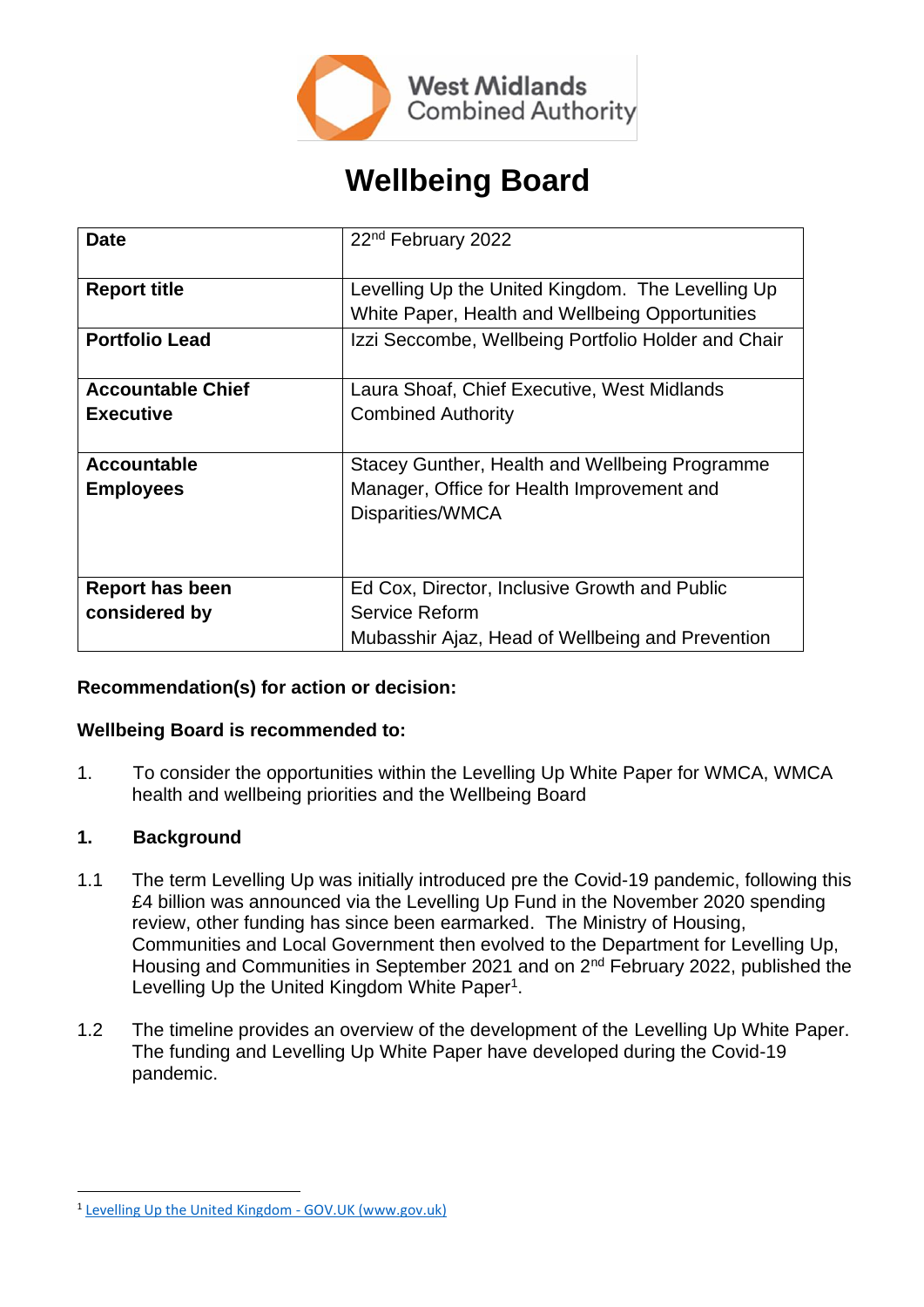West Midlands Combined Authority

# Wellbeing Board

| Date | 22nd February 2022 |
|---|---|
| Report title | Levelling Up the United Kingdom. The Levelling Up White Paper, Health and Wellbeing Opportunities |
| Portfolio Lead | Izzi Seccombe, Wellbeing Portfolio Holder and Chair |
| Accountable Chief Executive | Laura Shoaf, Chief Executive, West Midlands Combined Authority |
| Accountable Employees | Stacey Gunther, Health and Wellbeing Programme Manager, Office for Health Improvement and Disparities/WMCA |
| Report has been considered by | Ed Cox, Director, Inclusive Growth and Public Service Reform<br>Mubasshir Ajaz, Head of Wellbeing and Prevention |

**Recommendation(s) for action or decision:**

**Wellbeing Board is recommended to:**

1. To consider the opportunities within the Levelling Up White Paper for WMCA, WMCA health and wellbeing priorities and the Wellbeing Board

## 1. Background

1.1 The term Levelling Up was initially introduced pre the Covid-19 pandemic, following this £4 billion was announced via the Levelling Up Fund in the November 2020 spending review, other funding has since been earmarked. The Ministry of Housing, Communities and Local Government then evolved to the Department for Levelling Up, Housing and Communities in September 2021 and on 2nd February 2022, published the Levelling Up the United Kingdom White Paper[1].

1.2 The timeline provides an overview of the development of the Levelling Up White Paper. The funding and Levelling Up White Paper have developed during the Covid-19 pandemic.

[1] Levelling Up the United Kingdom - GOV.UK (www.gov.uk)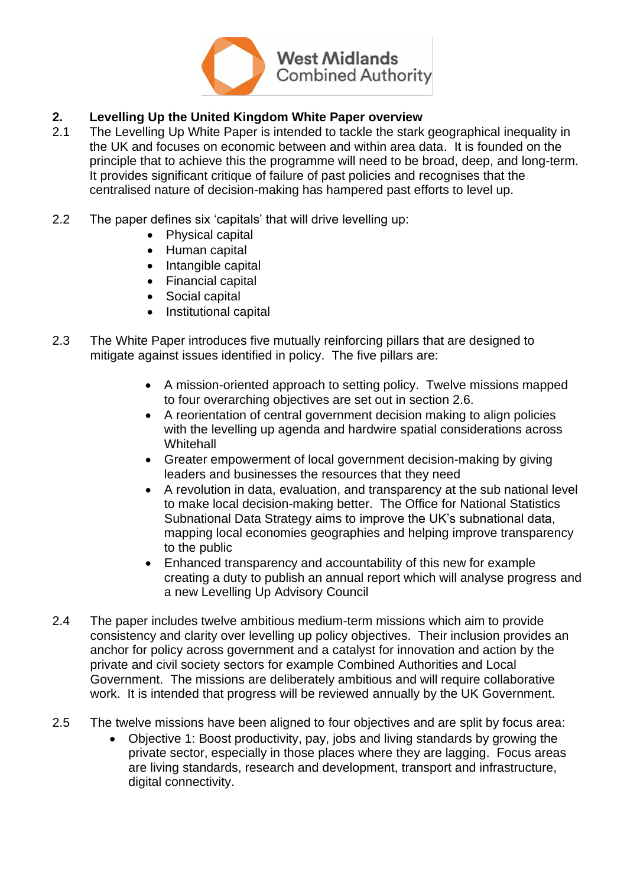## 2. Levelling Up the United Kingdom White Paper overview

2.1 The Levelling Up White Paper is intended to tackle the stark geographical inequality in the UK and focuses on economic between and within area data. It is founded on the principle that to achieve this the programme will need to be broad, deep, and long-term. It provides significant critique of failure of past policies and recognises that the centralised nature of decision-making has hampered past efforts to level up.

2.2 The paper defines six 'capitals' that will drive levelling up:

- Physical capital
- Human capital
- Intangible capital
- Financial capital
- Social capital
- Institutional capital

2.3 The White Paper introduces five mutually reinforcing pillars that are designed to mitigate against issues identified in policy. The five pillars are:

- A mission-oriented approach to setting policy. Twelve missions mapped to four overarching objectives are set out in section 2.6.
- A reorientation of central government decision making to align policies with the levelling up agenda and hardwire spatial considerations across Whitehall
- Greater empowerment of local government decision-making by giving leaders and businesses the resources that they need
- A revolution in data, evaluation, and transparency at the sub national level to make local decision-making better. The Office for National Statistics Subnational Data Strategy aims to improve the UK's subnational data, mapping local economies geographies and helping improve transparency to the public
- Enhanced transparency and accountability of this new for example creating a duty to publish an annual report which will analyse progress and a new Levelling Up Advisory Council

2.4 The paper includes twelve ambitious medium-term missions which aim to provide consistency and clarity over levelling up policy objectives. Their inclusion provides an anchor for policy across government and a catalyst for innovation and action by the private and civil society sectors for example Combined Authorities and Local Government. The missions are deliberately ambitious and will require collaborative work. It is intended that progress will be reviewed annually by the UK Government.

2.5 The twelve missions have been aligned to four objectives and are split by focus area:

- Objective 1: Boost productivity, pay, jobs and living standards by growing the private sector, especially in those places where they are lagging. Focus areas are living standards, research and development, transport and infrastructure, digital connectivity.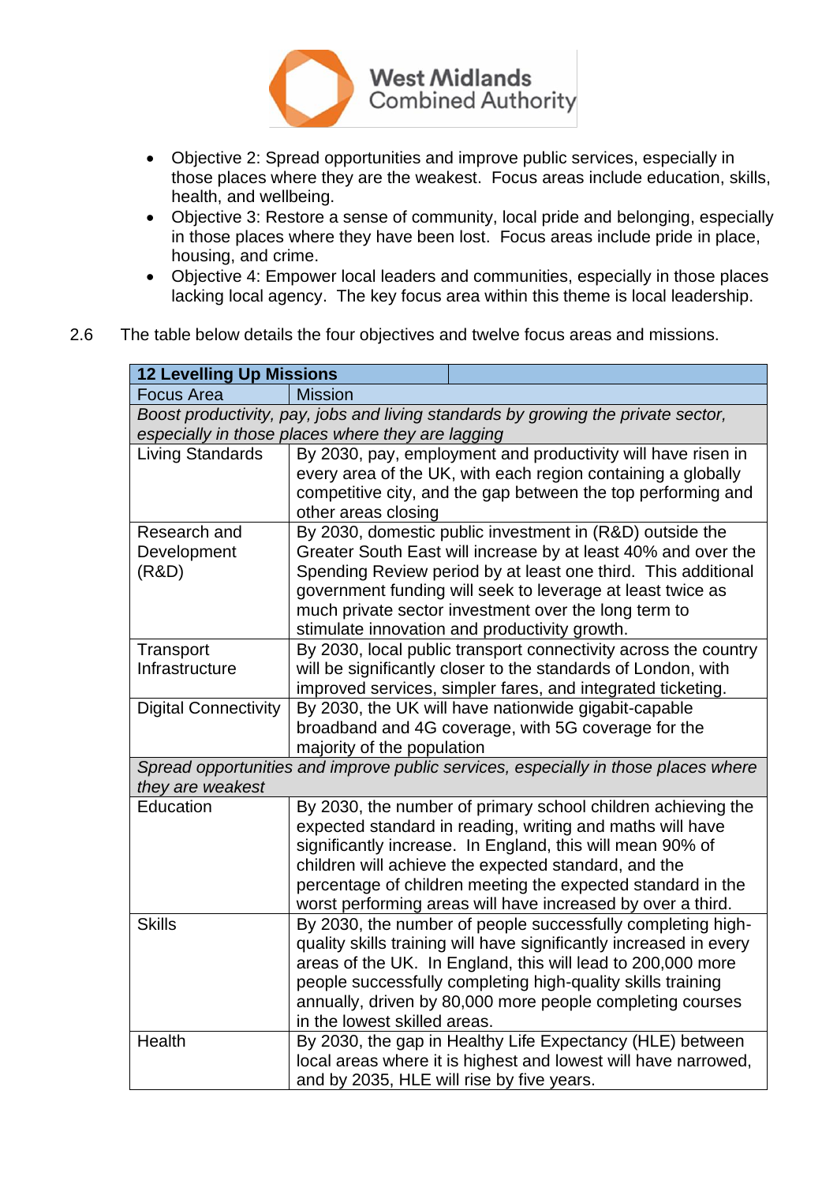- Objective 2: Spread opportunities and improve public services, especially in those places where they are the weakest. Focus areas include education, skills, health, and wellbeing.
- Objective 3: Restore a sense of community, local pride and belonging, especially in those places where they have been lost. Focus areas include pride in place, housing, and crime.
- Objective 4: Empower local leaders and communities, especially in those places lacking local agency. The key focus area within this theme is local leadership.

2.6 The table below details the four objectives and twelve focus areas and missions.

| **12 Levelling Up Missions** | |
|---|---|
| Focus Area | Mission |
| *Boost productivity, pay, jobs and living standards by growing the private sector, especially in those places where they are lagging* | |
| Living Standards | By 2030, pay, employment and productivity will have risen in every area of the UK, with each region containing a globally competitive city, and the gap between the top performing and other areas closing |
| Research and Development (R&D) | By 2030, domestic public investment in (R&D) outside the Greater South East will increase by at least 40% and over the Spending Review period by at least one third. This additional government funding will seek to leverage at least twice as much private sector investment over the long term to stimulate innovation and productivity growth. |
| Transport Infrastructure | By 2030, local public transport connectivity across the country will be significantly closer to the standards of London, with improved services, simpler fares, and integrated ticketing. |
| Digital Connectivity | By 2030, the UK will have nationwide gigabit-capable broadband and 4G coverage, with 5G coverage for the majority of the population |
| *Spread opportunities and improve public services, especially in those places where they are weakest* | |
| Education | By 2030, the number of primary school children achieving the expected standard in reading, writing and maths will have significantly increase. In England, this will mean 90% of children will achieve the expected standard, and the percentage of children meeting the expected standard in the worst performing areas will have increased by over a third. |
| Skills | By 2030, the number of people successfully completing high-quality skills training will have significantly increased in every areas of the UK. In England, this will lead to 200,000 more people successfully completing high-quality skills training annually, driven by 80,000 more people completing courses in the lowest skilled areas. |
| Health | By 2030, the gap in Healthy Life Expectancy (HLE) between local areas where it is highest and lowest will have narrowed, and by 2035, HLE will rise by five years. |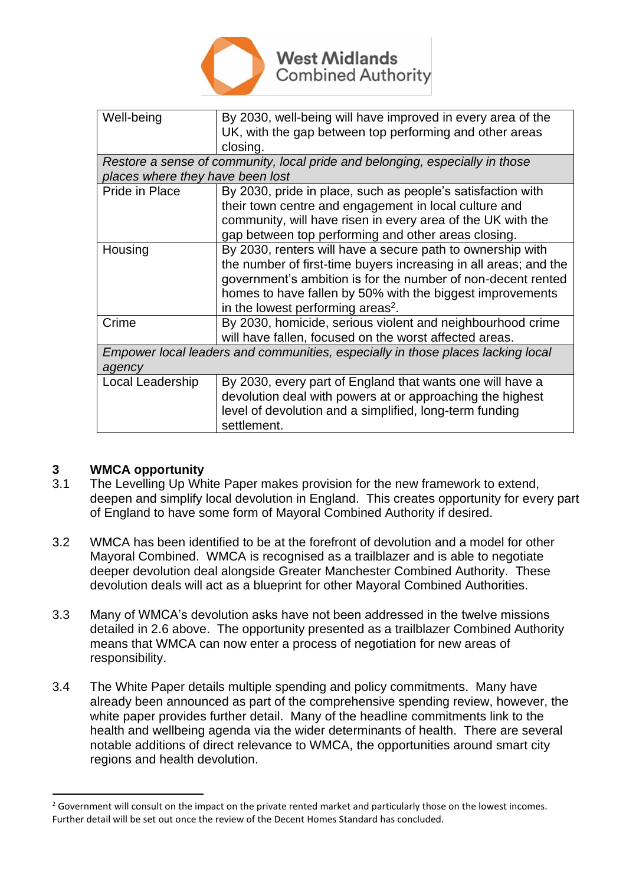| Well-being | By 2030, well-being will have improved in every area of the UK, with the gap between top performing and other areas closing. |
|---|---|
| *Restore a sense of community, local pride and belonging, especially in those places where they have been lost* | |
| Pride in Place | By 2030, pride in place, such as people's satisfaction with their town centre and engagement in local culture and community, will have risen in every area of the UK with the gap between top performing and other areas closing. |
| Housing | By 2030, renters will have a secure path to ownership with the number of first-time buyers increasing in all areas; and the government's ambition is for the number of non-decent rented homes to have fallen by 50% with the biggest improvements in the lowest performing areas[2]. |
| Crime | By 2030, homicide, serious violent and neighbourhood crime will have fallen, focused on the worst affected areas. |
| *Empower local leaders and communities, especially in those places lacking local agency* | |
| Local Leadership | By 2030, every part of England that wants one will have a devolution deal with powers at or approaching the highest level of devolution and a simplified, long-term funding settlement. |

## 3 WMCA opportunity

3.1 The Levelling Up White Paper makes provision for the new framework to extend, deepen and simplify local devolution in England. This creates opportunity for every part of England to have some form of Mayoral Combined Authority if desired.

3.2 WMCA has been identified to be at the forefront of devolution and a model for other Mayoral Combined. WMCA is recognised as a trailblazer and is able to negotiate deeper devolution deal alongside Greater Manchester Combined Authority. These devolution deals will act as a blueprint for other Mayoral Combined Authorities.

3.3 Many of WMCA's devolution asks have not been addressed in the twelve missions detailed in 2.6 above. The opportunity presented as a trailblazer Combined Authority means that WMCA can now enter a process of negotiation for new areas of responsibility.

3.4 The White Paper details multiple spending and policy commitments. Many have already been announced as part of the comprehensive spending review, however, the white paper provides further detail. Many of the headline commitments link to the health and wellbeing agenda via the wider determinants of health. There are several notable additions of direct relevance to WMCA, the opportunities around smart city regions and health devolution.

[2] Government will consult on the impact on the private rented market and particularly those on the lowest incomes. Further detail will be set out once the review of the Decent Homes Standard has concluded.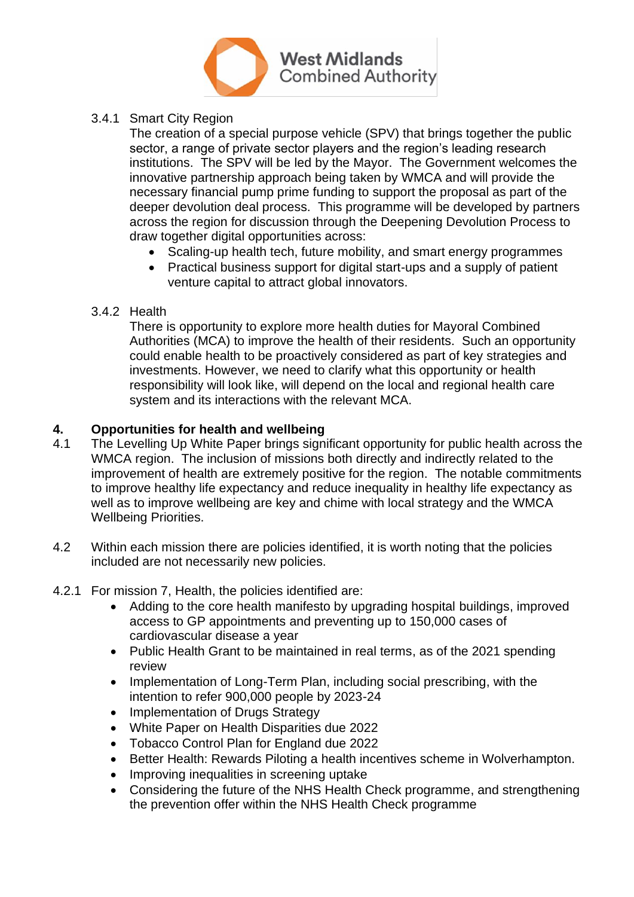3.4.1 Smart City Region

The creation of a special purpose vehicle (SPV) that brings together the public sector, a range of private sector players and the region's leading research institutions. The SPV will be led by the Mayor. The Government welcomes the innovative partnership approach being taken by WMCA and will provide the necessary financial pump prime funding to support the proposal as part of the deeper devolution deal process. This programme will be developed by partners across the region for discussion through the Deepening Devolution Process to draw together digital opportunities across:

- Scaling-up health tech, future mobility, and smart energy programmes
- Practical business support for digital start-ups and a supply of patient venture capital to attract global innovators.

3.4.2 Health

There is opportunity to explore more health duties for Mayoral Combined Authorities (MCA) to improve the health of their residents. Such an opportunity could enable health to be proactively considered as part of key strategies and investments. However, we need to clarify what this opportunity or health responsibility will look like, will depend on the local and regional health care system and its interactions with the relevant MCA.

## 4. Opportunities for health and wellbeing

4.1 The Levelling Up White Paper brings significant opportunity for public health across the WMCA region. The inclusion of missions both directly and indirectly related to the improvement of health are extremely positive for the region. The notable commitments to improve healthy life expectancy and reduce inequality in healthy life expectancy as well as to improve wellbeing are key and chime with local strategy and the WMCA Wellbeing Priorities.

4.2 Within each mission there are policies identified, it is worth noting that the policies included are not necessarily new policies.

4.2.1 For mission 7, Health, the policies identified are:

- Adding to the core health manifesto by upgrading hospital buildings, improved access to GP appointments and preventing up to 150,000 cases of cardiovascular disease a year
- Public Health Grant to be maintained in real terms, as of the 2021 spending review
- Implementation of Long-Term Plan, including social prescribing, with the intention to refer 900,000 people by 2023-24
- Implementation of Drugs Strategy
- White Paper on Health Disparities due 2022
- Tobacco Control Plan for England due 2022
- Better Health: Rewards Piloting a health incentives scheme in Wolverhampton.
- Improving inequalities in screening uptake
- Considering the future of the NHS Health Check programme, and strengthening the prevention offer within the NHS Health Check programme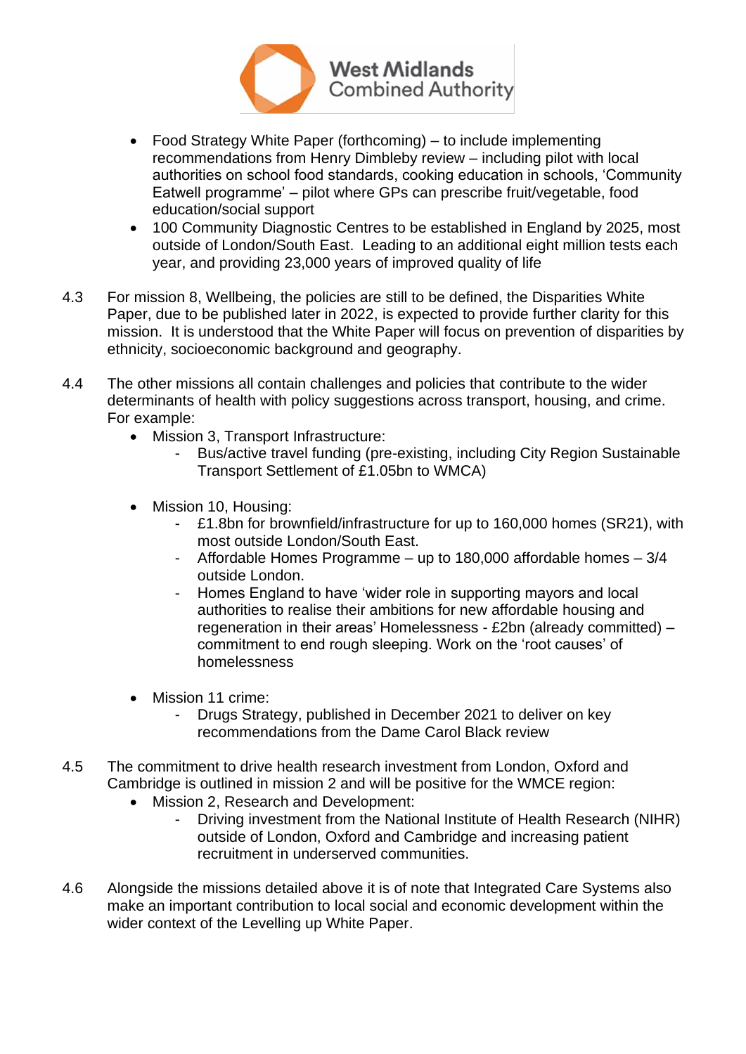- Food Strategy White Paper (forthcoming) – to include implementing recommendations from Henry Dimbleby review – including pilot with local authorities on school food standards, cooking education in schools, 'Community Eatwell programme' – pilot where GPs can prescribe fruit/vegetable, food education/social support
- 100 Community Diagnostic Centres to be established in England by 2025, most outside of London/South East. Leading to an additional eight million tests each year, and providing 23,000 years of improved quality of life

4.3 For mission 8, Wellbeing, the policies are still to be defined, the Disparities White Paper, due to be published later in 2022, is expected to provide further clarity for this mission. It is understood that the White Paper will focus on prevention of disparities by ethnicity, socioeconomic background and geography.

4.4 The other missions all contain challenges and policies that contribute to the wider determinants of health with policy suggestions across transport, housing, and crime. For example:

- Mission 3, Transport Infrastructure:
    - Bus/active travel funding (pre-existing, including City Region Sustainable Transport Settlement of £1.05bn to WMCA)

- Mission 10, Housing:
    - £1.8bn for brownfield/infrastructure for up to 160,000 homes (SR21), with most outside London/South East.
    - Affordable Homes Programme – up to 180,000 affordable homes – 3/4 outside London.
    - Homes England to have 'wider role in supporting mayors and local authorities to realise their ambitions for new affordable housing and regeneration in their areas' Homelessness - £2bn (already committed) – commitment to end rough sleeping. Work on the 'root causes' of homelessness

- Mission 11 crime:
    - Drugs Strategy, published in December 2021 to deliver on key recommendations from the Dame Carol Black review

4.5 The commitment to drive health research investment from London, Oxford and Cambridge is outlined in mission 2 and will be positive for the WMCE region:

- Mission 2, Research and Development:
    - Driving investment from the National Institute of Health Research (NIHR) outside of London, Oxford and Cambridge and increasing patient recruitment in underserved communities.

4.6 Alongside the missions detailed above it is of note that Integrated Care Systems also make an important contribution to local social and economic development within the wider context of the Levelling up White Paper.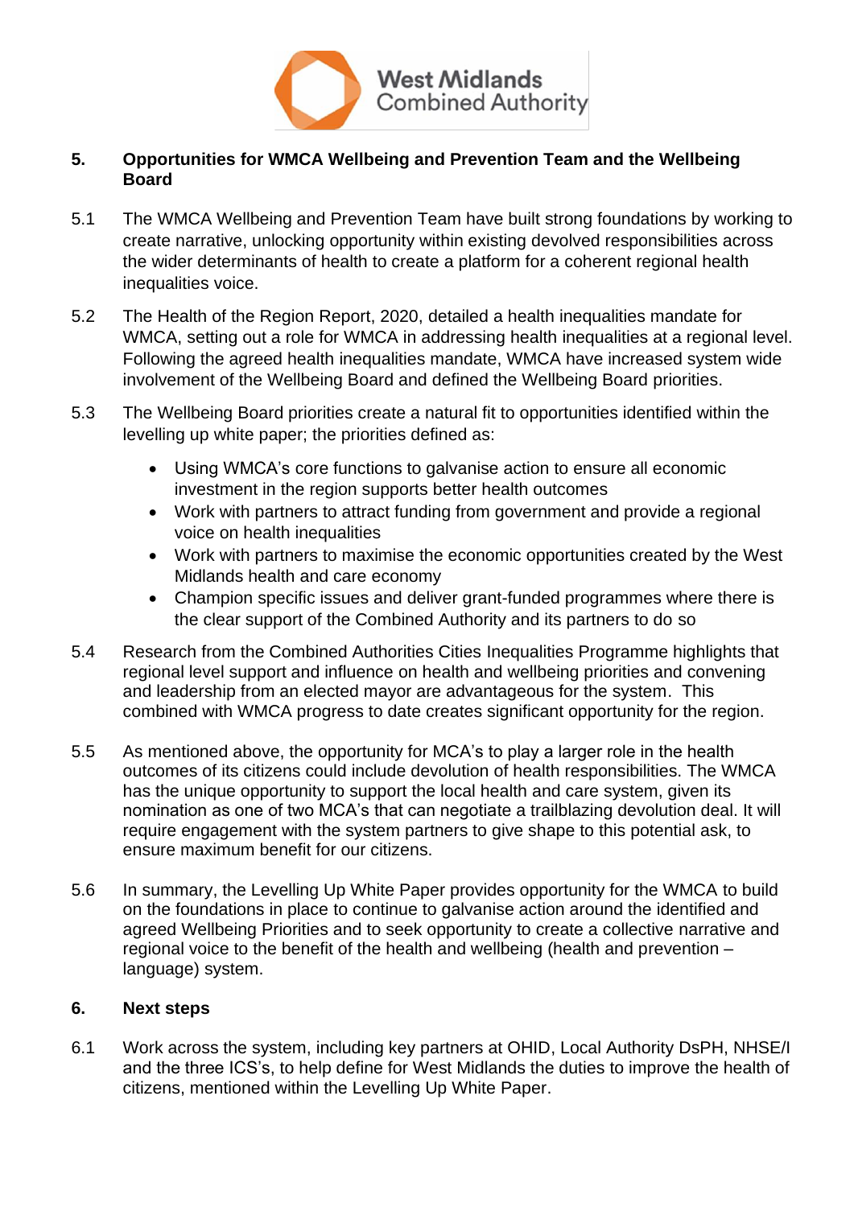## 5. Opportunities for WMCA Wellbeing and Prevention Team and the Wellbeing Board

5.1 The WMCA Wellbeing and Prevention Team have built strong foundations by working to create narrative, unlocking opportunity within existing devolved responsibilities across the wider determinants of health to create a platform for a coherent regional health inequalities voice.

5.2 The Health of the Region Report, 2020, detailed a health inequalities mandate for WMCA, setting out a role for WMCA in addressing health inequalities at a regional level. Following the agreed health inequalities mandate, WMCA have increased system wide involvement of the Wellbeing Board and defined the Wellbeing Board priorities.

5.3 The Wellbeing Board priorities create a natural fit to opportunities identified within the levelling up white paper; the priorities defined as:

- Using WMCA's core functions to galvanise action to ensure all economic investment in the region supports better health outcomes
- Work with partners to attract funding from government and provide a regional voice on health inequalities
- Work with partners to maximise the economic opportunities created by the West Midlands health and care economy
- Champion specific issues and deliver grant-funded programmes where there is the clear support of the Combined Authority and its partners to do so

5.4 Research from the Combined Authorities Cities Inequalities Programme highlights that regional level support and influence on health and wellbeing priorities and convening and leadership from an elected mayor are advantageous for the system. This combined with WMCA progress to date creates significant opportunity for the region.

5.5 As mentioned above, the opportunity for MCA's to play a larger role in the health outcomes of its citizens could include devolution of health responsibilities. The WMCA has the unique opportunity to support the local health and care system, given its nomination as one of two MCA's that can negotiate a trailblazing devolution deal. It will require engagement with the system partners to give shape to this potential ask, to ensure maximum benefit for our citizens.

5.6 In summary, the Levelling Up White Paper provides opportunity for the WMCA to build on the foundations in place to continue to galvanise action around the identified and agreed Wellbeing Priorities and to seek opportunity to create a collective narrative and regional voice to the benefit of the health and wellbeing (health and prevention – language) system.

## 6. Next steps

6.1 Work across the system, including key partners at OHID, Local Authority DsPH, NHSE/I and the three ICS's, to help define for West Midlands the duties to improve the health of citizens, mentioned within the Levelling Up White Paper.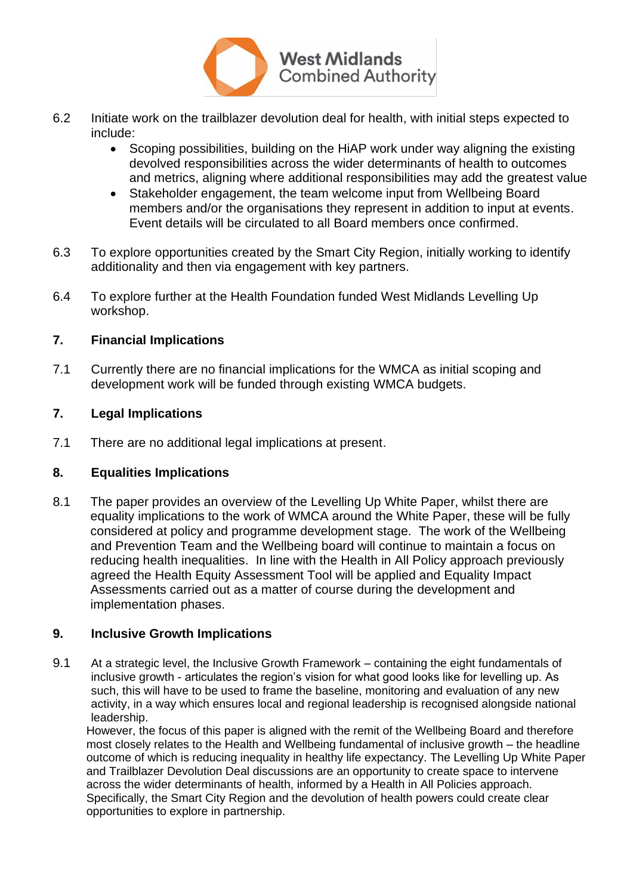6.2 Initiate work on the trailblazer devolution deal for health, with initial steps expected to include:

- Scoping possibilities, building on the HiAP work under way aligning the existing devolved responsibilities across the wider determinants of health to outcomes and metrics, aligning where additional responsibilities may add the greatest value
- Stakeholder engagement, the team welcome input from Wellbeing Board members and/or the organisations they represent in addition to input at events. Event details will be circulated to all Board members once confirmed.

6.3 To explore opportunities created by the Smart City Region, initially working to identify additionality and then via engagement with key partners.

6.4 To explore further at the Health Foundation funded West Midlands Levelling Up workshop.

## 7. Financial Implications

7.1 Currently there are no financial implications for the WMCA as initial scoping and development work will be funded through existing WMCA budgets.

## 7. Legal Implications

7.1 There are no additional legal implications at present.

## 8. Equalities Implications

8.1 The paper provides an overview of the Levelling Up White Paper, whilst there are equality implications to the work of WMCA around the White Paper, these will be fully considered at policy and programme development stage. The work of the Wellbeing and Prevention Team and the Wellbeing board will continue to maintain a focus on reducing health inequalities. In line with the Health in All Policy approach previously agreed the Health Equity Assessment Tool will be applied and Equality Impact Assessments carried out as a matter of course during the development and implementation phases.

## 9. Inclusive Growth Implications

9.1 At a strategic level, the Inclusive Growth Framework – containing the eight fundamentals of inclusive growth - articulates the region's vision for what good looks like for levelling up. As such, this will have to be used to frame the baseline, monitoring and evaluation of any new activity, in a way which ensures local and regional leadership is recognised alongside national leadership.

However, the focus of this paper is aligned with the remit of the Wellbeing Board and therefore most closely relates to the Health and Wellbeing fundamental of inclusive growth – the headline outcome of which is reducing inequality in healthy life expectancy. The Levelling Up White Paper and Trailblazer Devolution Deal discussions are an opportunity to create space to intervene across the wider determinants of health, informed by a Health in All Policies approach. Specifically, the Smart City Region and the devolution of health powers could create clear opportunities to explore in partnership.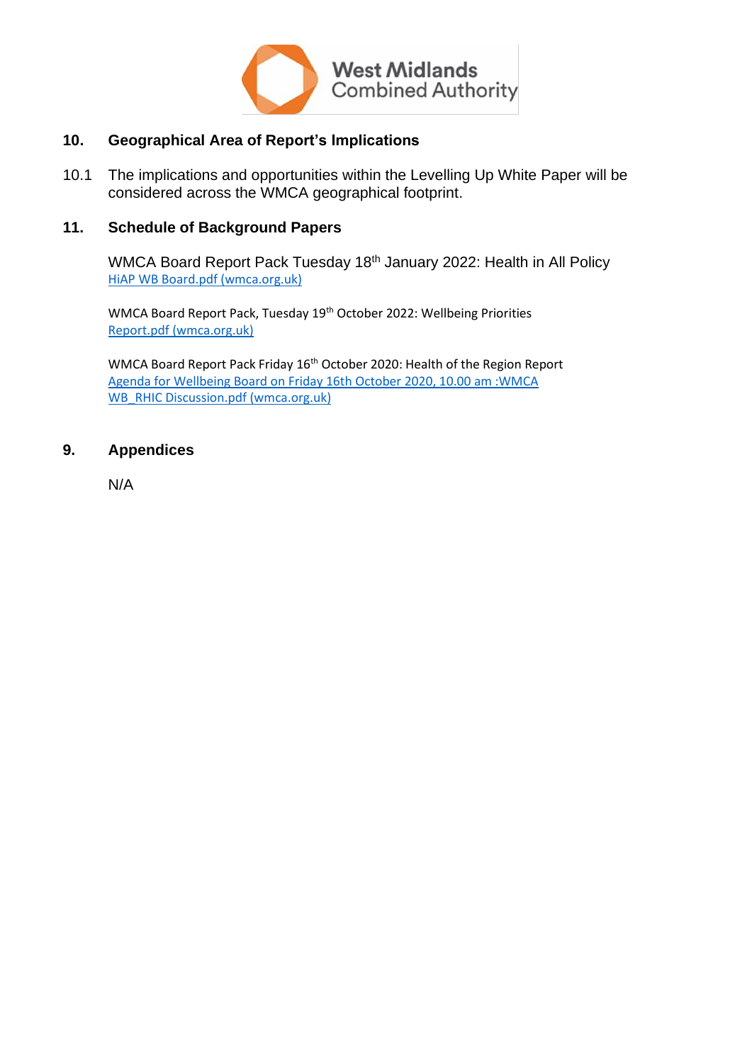## 10. Geographical Area of Report's Implications

10.1 The implications and opportunities within the Levelling Up White Paper will be considered across the WMCA geographical footprint.

## 11. Schedule of Background Papers

WMCA Board Report Pack Tuesday 18th January 2022: Health in All Policy
HiAP WB Board.pdf (wmca.org.uk)

WMCA Board Report Pack, Tuesday 19th October 2022: Wellbeing Priorities
Report.pdf (wmca.org.uk)

WMCA Board Report Pack Friday 16th October 2020: Health of the Region Report
Agenda for Wellbeing Board on Friday 16th October 2020, 10.00 am :WMCA
WB_RHIC Discussion.pdf (wmca.org.uk)

## 9. Appendices

N/A